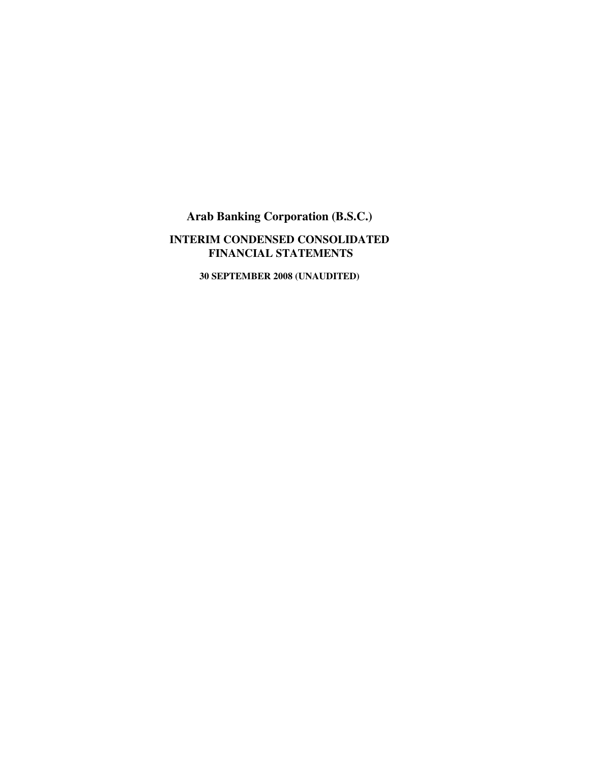# Arab Banking Corporation (B.S.C.)

## INTERIM CONDENSED CONSOLIDATED FINANCIAL STATEMENTS

**30 SEPTEMBER 2008 (UNAUDITED)**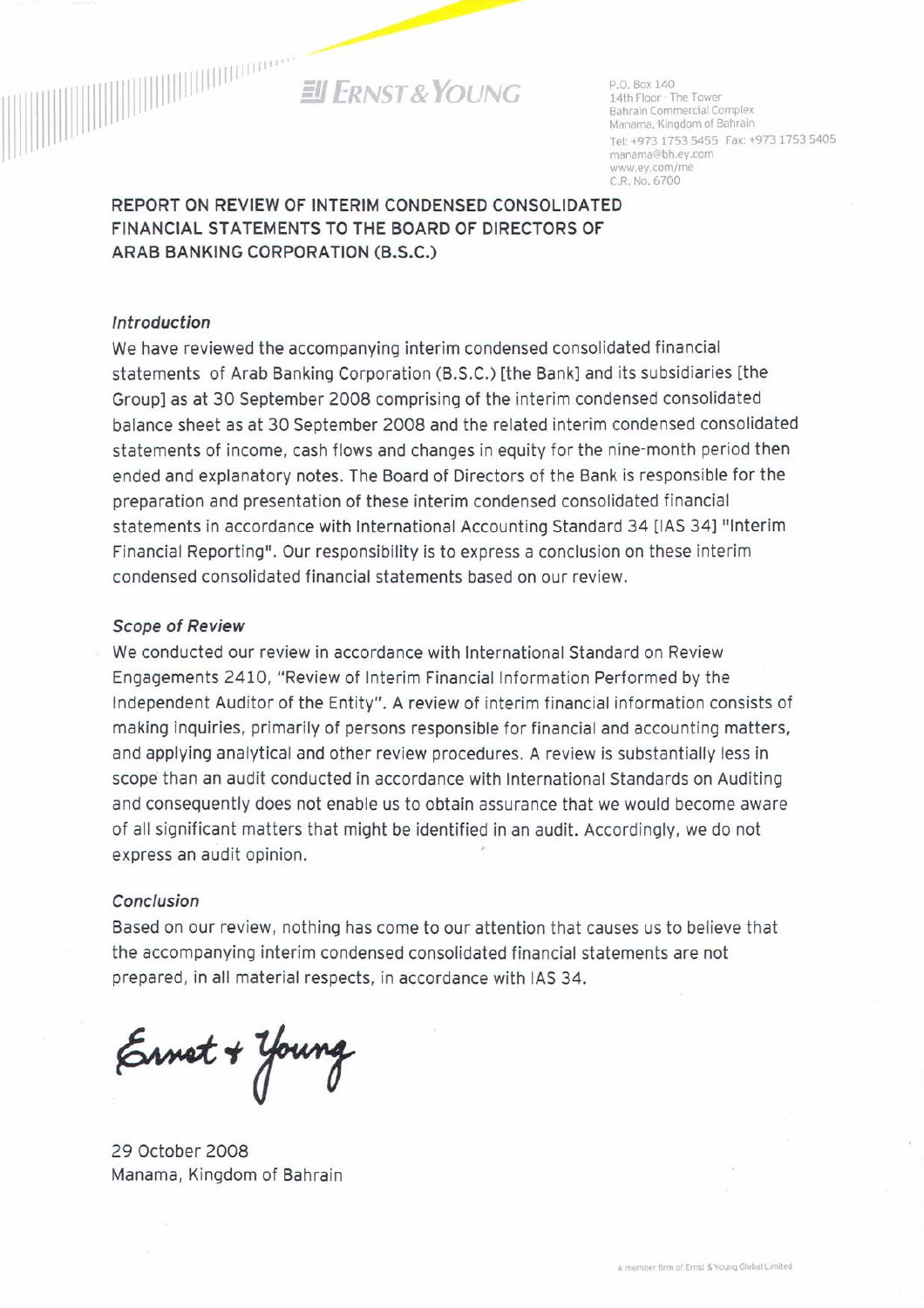**ERNST & YOUNG**

P.O. Box 140
14th Floor - The Tower
Bahrain Commercial Complex
Manama, Kingdom of Bahrain
Tel: +973 1753 5455 Fax: +973 1753 5405
manama@bh.ey.com
www.ey.com/me
C.R. No. 6700

## REPORT ON REVIEW OF INTERIM CONDENSED CONSOLIDATED FINANCIAL STATEMENTS TO THE BOARD OF DIRECTORS OF ARAB BANKING CORPORATION (B.S.C.)

### *Introduction*

We have reviewed the accompanying interim condensed consolidated financial statements of Arab Banking Corporation (B.S.C.) [the Bank] and its subsidiaries [the Group] as at 30 September 2008 comprising of the interim condensed consolidated balance sheet as at 30 September 2008 and the related interim condensed consolidated statements of income, cash flows and changes in equity for the nine-month period then ended and explanatory notes. The Board of Directors of the Bank is responsible for the preparation and presentation of these interim condensed consolidated financial statements in accordance with International Accounting Standard 34 [IAS 34] "Interim Financial Reporting". Our responsibility is to express a conclusion on these interim condensed consolidated financial statements based on our review.

### *Scope of Review*

We conducted our review in accordance with International Standard on Review Engagements 2410, "Review of Interim Financial Information Performed by the Independent Auditor of the Entity". A review of interim financial information consists of making inquiries, primarily of persons responsible for financial and accounting matters, and applying analytical and other review procedures. A review is substantially less in scope than an audit conducted in accordance with International Standards on Auditing and consequently does not enable us to obtain assurance that we would become aware of all significant matters that might be identified in an audit. Accordingly, we do not express an audit opinion.

### *Conclusion*

Based on our review, nothing has come to our attention that causes us to believe that the accompanying interim condensed consolidated financial statements are not prepared, in all material respects, in accordance with IAS 34.

*Ernst + Young*

29 October 2008
Manama, Kingdom of Bahrain

A member firm of Ernst & Young Global Limited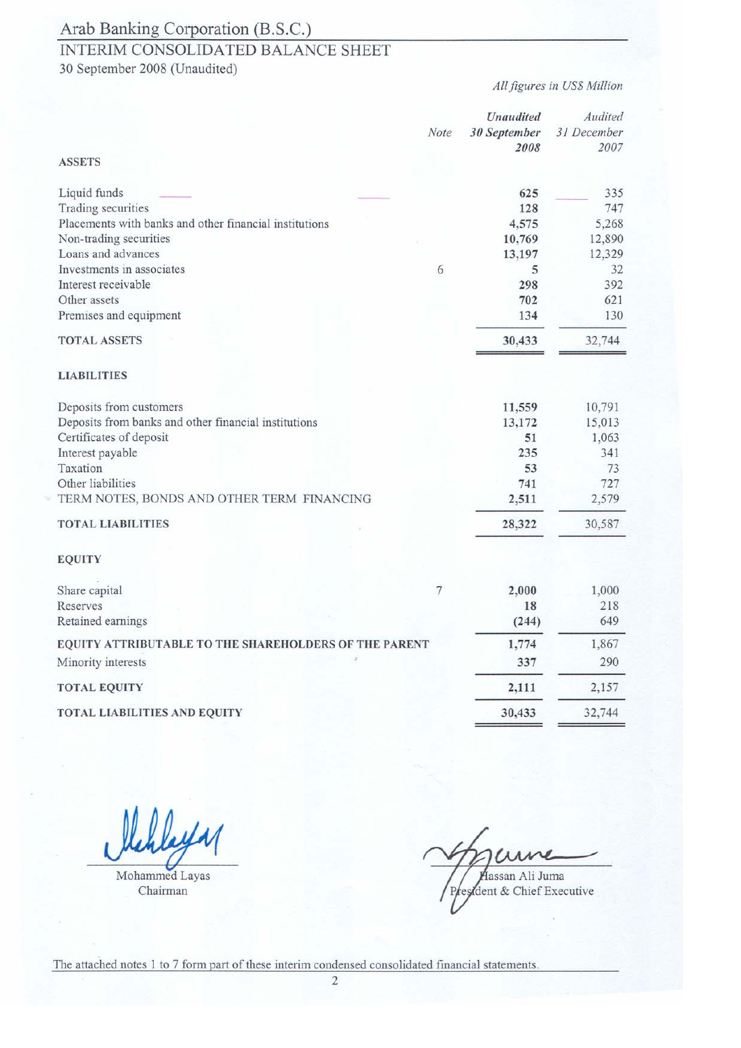# Arab Banking Corporation (B.S.C.)

## INTERIM CONSOLIDATED BALANCE SHEET

30 September 2008 (Unaudited)

*All figures in US$ Million*

| | Note | *Unaudited* **30 September 2008** | *Audited* *31 December 2007* |
|---|---|---|---|
| **ASSETS** | | | |
| Liquid funds | | **625** | 335 |
| Trading securities | | **128** | 747 |
| Placements with banks and other financial institutions | | **4,575** | 5,268 |
| Non-trading securities | | **10,769** | 12,890 |
| Loans and advances | | **13,197** | 12,329 |
| Investments in associates | 6 | **5** | 32 |
| Interest receivable | | **298** | 392 |
| Other assets | | **702** | 621 |
| Premises and equipment | | 134 | 130 |
| **TOTAL ASSETS** | | **30,433** | 32,744 |
| **LIABILITIES** | | | |
| Deposits from customers | | **11,559** | 10,791 |
| Deposits from banks and other financial institutions | | **13,172** | 15,013 |
| Certificates of deposit | | **51** | 1,063 |
| Interest payable | | **235** | 341 |
| Taxation | | **53** | 73 |
| Other liabilities | | **741** | 727 |
| TERM NOTES, BONDS AND OTHER TERM FINANCING | | **2,511** | 2,579 |
| **TOTAL LIABILITIES** | | **28,322** | 30,587 |
| **EQUITY** | | | |
| Share capital | 7 | **2,000** | 1,000 |
| Reserves | | **18** | 218 |
| Retained earnings | | **(244)** | 649 |
| **EQUITY ATTRIBUTABLE TO THE SHAREHOLDERS OF THE PARENT** | | **1,774** | 1,867 |
| Minority interests | | **337** | 290 |
| **TOTAL EQUITY** | | **2,111** | 2,157 |
| **TOTAL LIABILITIES AND EQUITY** | | **30,433** | 32,744 |

Mohammed Layas
Chairman

Hassan Ali Juma
President & Chief Executive

The attached notes 1 to 7 form part of these interim condensed consolidated financial statements.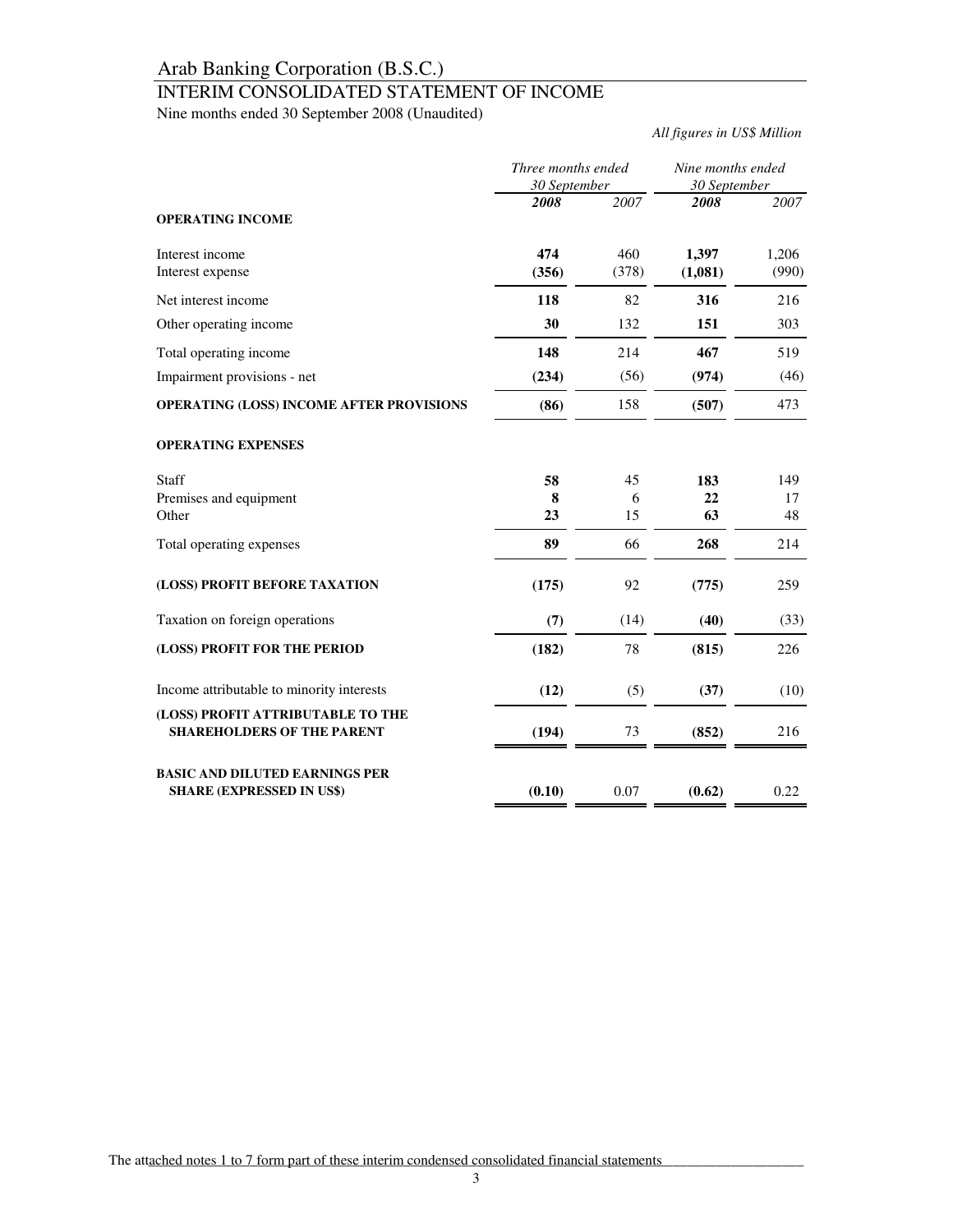# Arab Banking Corporation (B.S.C.)

## INTERIM CONSOLIDATED STATEMENT OF INCOME

Nine months ended 30 September 2008 (Unaudited)

*All figures in US$ Million*

| | *Three months ended 30 September* | | *Nine months ended 30 September* | |
|---|---|---|---|---|
| | ***2008*** | *2007* | ***2008*** | *2007* |
| **OPERATING INCOME** | | | | |
| Interest income | **474** | 460 | **1,397** | 1,206 |
| Interest expense | **(356)** | (378) | **(1,081)** | (990) |
| Net interest income | **118** | 82 | **316** | 216 |
| Other operating income | **30** | 132 | **151** | 303 |
| Total operating income | **148** | 214 | **467** | 519 |
| Impairment provisions - net | **(234)** | (56) | **(974)** | (46) |
| **OPERATING (LOSS) INCOME AFTER PROVISIONS** | **(86)** | 158 | **(507)** | 473 |
| **OPERATING EXPENSES** | | | | |
| Staff | **58** | 45 | **183** | 149 |
| Premises and equipment | **8** | 6 | **22** | 17 |
| Other | **23** | 15 | **63** | 48 |
| Total operating expenses | **89** | 66 | **268** | 214 |
| **(LOSS) PROFIT BEFORE TAXATION** | **(175)** | 92 | **(775)** | 259 |
| Taxation on foreign operations | **(7)** | (14) | **(40)** | (33) |
| **(LOSS) PROFIT FOR THE PERIOD** | **(182)** | 78 | **(815)** | 226 |
| Income attributable to minority interests | **(12)** | (5) | **(37)** | (10) |
| **(LOSS) PROFIT ATTRIBUTABLE TO THE SHAREHOLDERS OF THE PARENT** | **(194)** | 73 | **(852)** | 216 |
| **BASIC AND DILUTED EARNINGS PER SHARE (EXPRESSED IN US$)** | **(0.10)** | 0.07 | **(0.62)** | 0.22 |

The attached notes 1 to 7 form part of these interim condensed consolidated financial statements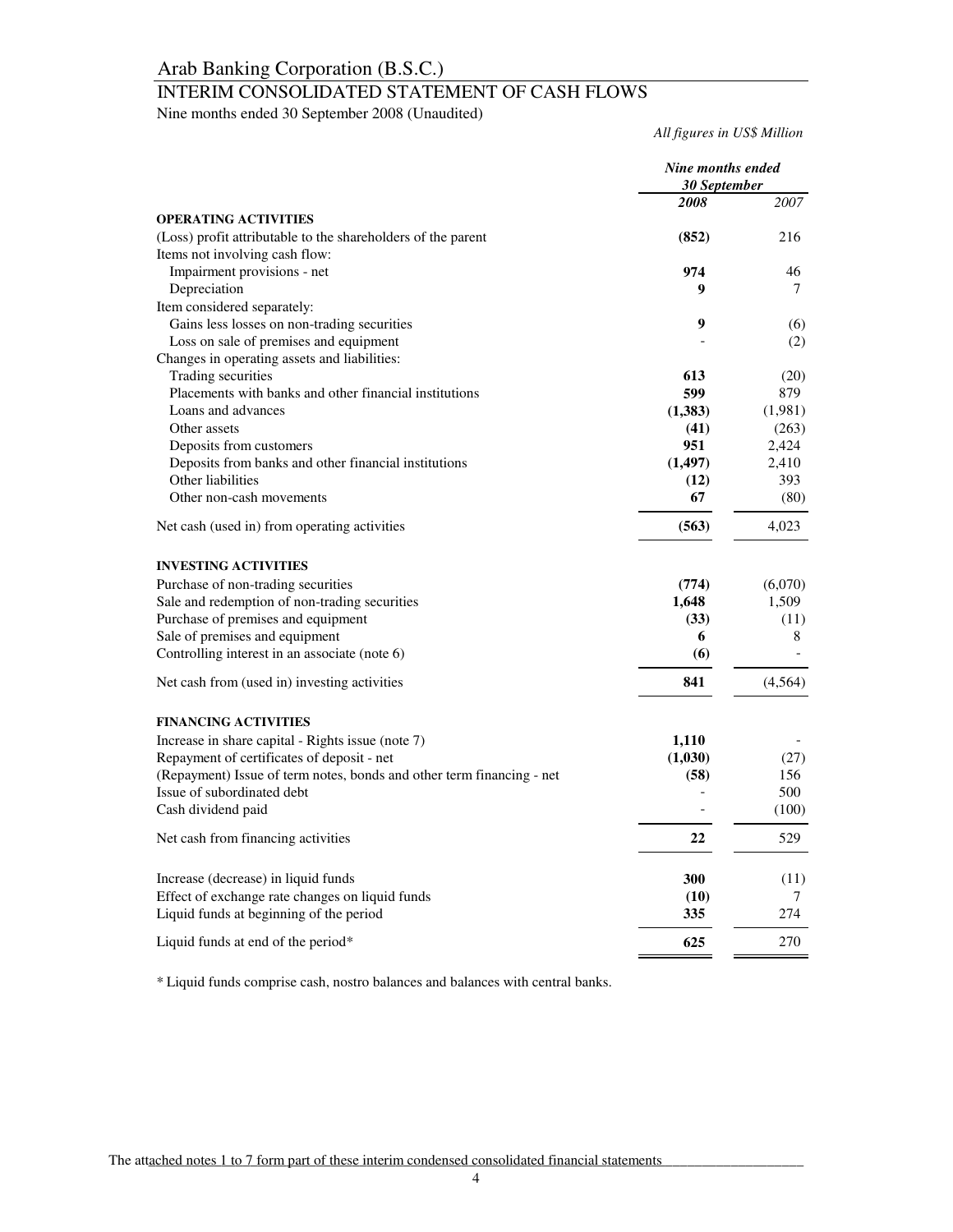# Arab Banking Corporation (B.S.C.)

## INTERIM CONSOLIDATED STATEMENT OF CASH FLOWS

Nine months ended 30 September 2008 (Unaudited)

*All figures in US$ Million*

| | ***Nine months ended 30 September*** | |
|---|---|---|
| | ***2008*** | *2007* |
| **OPERATING ACTIVITIES** | | |
| (Loss) profit attributable to the shareholders of the parent | **(852)** | 216 |
| Items not involving cash flow: | | |
| Impairment provisions - net | **974** | 46 |
| Depreciation | **9** | 7 |
| Item considered separately: | | |
| Gains less losses on non-trading securities | **9** | (6) |
| Loss on sale of premises and equipment | **-** | (2) |
| Changes in operating assets and liabilities: | | |
| Trading securities | **613** | (20) |
| Placements with banks and other financial institutions | **599** | 879 |
| Loans and advances | **(1,383)** | (1,981) |
| Other assets | **(41)** | (263) |
| Deposits from customers | **951** | 2,424 |
| Deposits from banks and other financial institutions | **(1,497)** | 2,410 |
| Other liabilities | **(12)** | 393 |
| Other non-cash movements | **67** | (80) |
| Net cash (used in) from operating activities | **(563)** | 4,023 |
| **INVESTING ACTIVITIES** | | |
| Purchase of non-trading securities | **(774)** | (6,070) |
| Sale and redemption of non-trading securities | **1,648** | 1,509 |
| Purchase of premises and equipment | **(33)** | (11) |
| Sale of premises and equipment | **6** | 8 |
| Controlling interest in an associate (note 6) | **(6)** | - |
| Net cash from (used in) investing activities | **841** | (4,564) |
| **FINANCING ACTIVITIES** | | |
| Increase in share capital - Rights issue (note 7) | **1,110** | - |
| Repayment of certificates of deposit - net | **(1,030)** | (27) |
| (Repayment) Issue of term notes, bonds and other term financing - net | **(58)** | 156 |
| Issue of subordinated debt | **-** | 500 |
| Cash dividend paid | **-** | (100) |
| Net cash from financing activities | **22** | 529 |
| Increase (decrease) in liquid funds | **300** | (11) |
| Effect of exchange rate changes on liquid funds | **(10)** | 7 |
| Liquid funds at beginning of the period | **335** | 274 |
| Liquid funds at end of the period* | **625** | 270 |

* Liquid funds comprise cash, nostro balances and balances with central banks.

The attached notes 1 to 7 form part of these interim condensed consolidated financial statements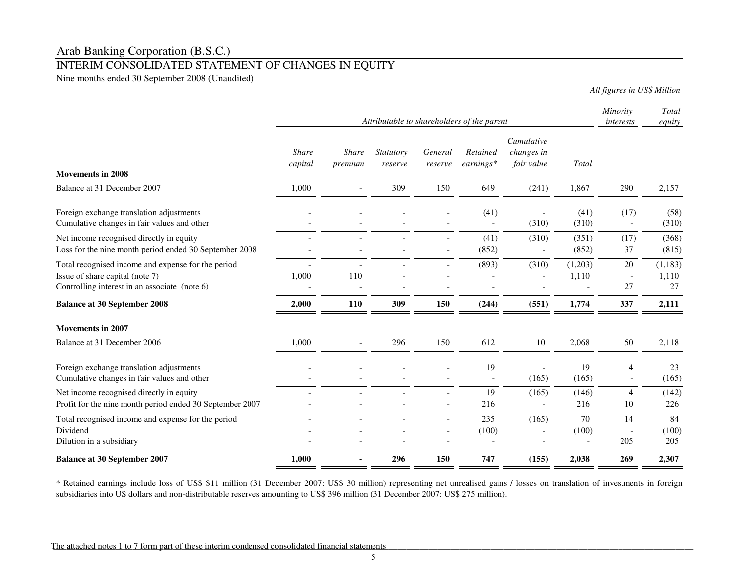# Arab Banking Corporation (B.S.C.)

## INTERIM CONSOLIDATED STATEMENT OF CHANGES IN EQUITY

Nine months ended 30 September 2008 (Unaudited)

*All figures in US$ Million*

| | *Attributable to shareholders of the parent* | | | | | | | *Minority interests* | *Total equity* |
|---|---|---|---|---|---|---|---|---|---|
| | *Share capital* | *Share premium* | *Statutory reserve* | *General reserve* | *Retained earnings** | *Cumulative changes in fair value* | *Total* | | |
| **Movements in 2008** | | | | | | | | | |
| Balance at 31 December 2007 | 1,000 | - | 309 | 150 | 649 | (241) | 1,867 | 290 | 2,157 |
| Foreign exchange translation adjustments | - | - | - | - | (41) | - | (41) | (17) | (58) |
| Cumulative changes in fair values and other | - | - | - | - | - | (310) | (310) | - | (310) |
| Net income recognised directly in equity | - | - | - | - | (41) | (310) | (351) | (17) | (368) |
| Loss for the nine month period ended 30 September 2008 | - | - | - | - | (852) | - | (852) | 37 | (815) |
| Total recognised income and expense for the period | - | - | - | - | (893) | (310) | (1,203) | 20 | (1,183) |
| Issue of share capital (note 7) | 1,000 | 110 | - | - | - | - | 1,110 | - | 1,110 |
| Controlling interest in an associate (note 6) | - | - | - | - | - | - | - | 27 | 27 |
| **Balance at 30 September 2008** | **2,000** | **110** | **309** | **150** | **(244)** | **(551)** | **1,774** | **337** | **2,111** |
| **Movements in 2007** | | | | | | | | | |
| Balance at 31 December 2006 | 1,000 | - | 296 | 150 | 612 | 10 | 2,068 | 50 | 2,118 |
| Foreign exchange translation adjustments | - | - | - | - | 19 | - | 19 | 4 | 23 |
| Cumulative changes in fair values and other | - | - | - | - | - | (165) | (165) | - | (165) |
| Net income recognised directly in equity | - | - | - | - | 19 | (165) | (146) | 4 | (142) |
| Profit for the nine month period ended 30 September 2007 | - | - | - | - | 216 | - | 216 | 10 | 226 |
| Total recognised income and expense for the period | - | - | - | - | 235 | (165) | 70 | 14 | 84 |
| Dividend | - | - | - | - | (100) | - | (100) | - | (100) |
| Dilution in a subsidiary | - | - | - | - | - | - | - | 205 | 205 |
| **Balance at 30 September 2007** | **1,000** | **-** | **296** | **150** | **747** | **(155)** | **2,038** | **269** | **2,307** |

* Retained earnings include loss of US$ $11 million (31 December 2007: US$ 30 million) representing net unrealised gains / losses on translation of investments in foreign subsidiaries into US dollars and non-distributable reserves amounting to US$ 396 million (31 December 2007: US$ 275 million).

The attached notes 1 to 7 form part of these interim condensed consolidated financial statements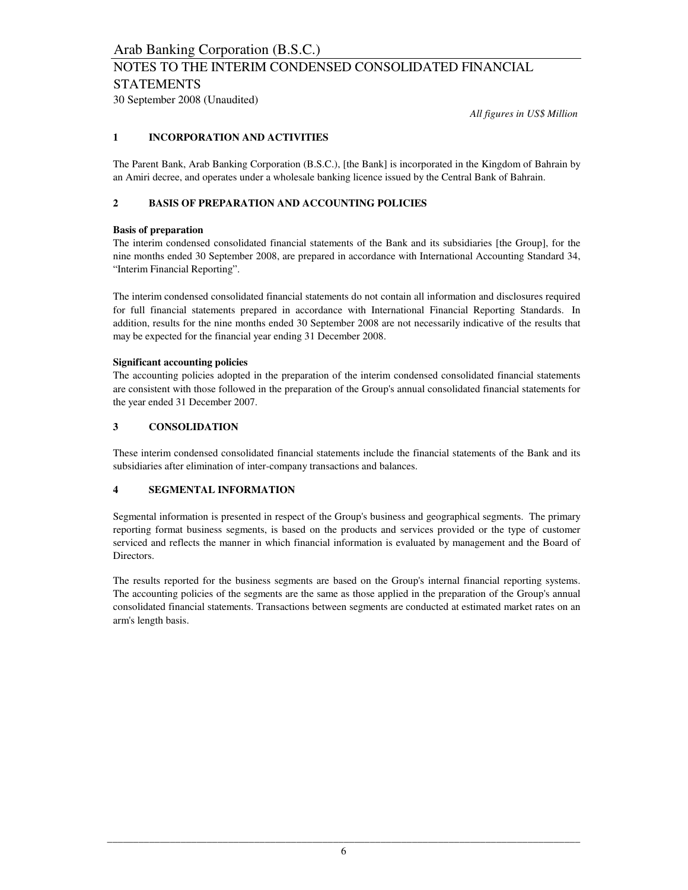# Arab Banking Corporation (B.S.C.)

## NOTES TO THE INTERIM CONDENSED CONSOLIDATED FINANCIAL STATEMENTS

30 September 2008 (Unaudited)

*All figures in US$ Million*

### 1 INCORPORATION AND ACTIVITIES

The Parent Bank, Arab Banking Corporation (B.S.C.), [the Bank] is incorporated in the Kingdom of Bahrain by an Amiri decree, and operates under a wholesale banking licence issued by the Central Bank of Bahrain.

### 2 BASIS OF PREPARATION AND ACCOUNTING POLICIES

**Basis of preparation**

The interim condensed consolidated financial statements of the Bank and its subsidiaries [the Group], for the nine months ended 30 September 2008, are prepared in accordance with International Accounting Standard 34, "Interim Financial Reporting".

The interim condensed consolidated financial statements do not contain all information and disclosures required for full financial statements prepared in accordance with International Financial Reporting Standards. In addition, results for the nine months ended 30 September 2008 are not necessarily indicative of the results that may be expected for the financial year ending 31 December 2008.

**Significant accounting policies**

The accounting policies adopted in the preparation of the interim condensed consolidated financial statements are consistent with those followed in the preparation of the Group's annual consolidated financial statements for the year ended 31 December 2007.

### 3 CONSOLIDATION

These interim condensed consolidated financial statements include the financial statements of the Bank and its subsidiaries after elimination of inter-company transactions and balances.

### 4 SEGMENTAL INFORMATION

Segmental information is presented in respect of the Group's business and geographical segments. The primary reporting format business segments, is based on the products and services provided or the type of customer serviced and reflects the manner in which financial information is evaluated by management and the Board of Directors.

The results reported for the business segments are based on the Group's internal financial reporting systems. The accounting policies of the segments are the same as those applied in the preparation of the Group's annual consolidated financial statements. Transactions between segments are conducted at estimated market rates on an arm's length basis.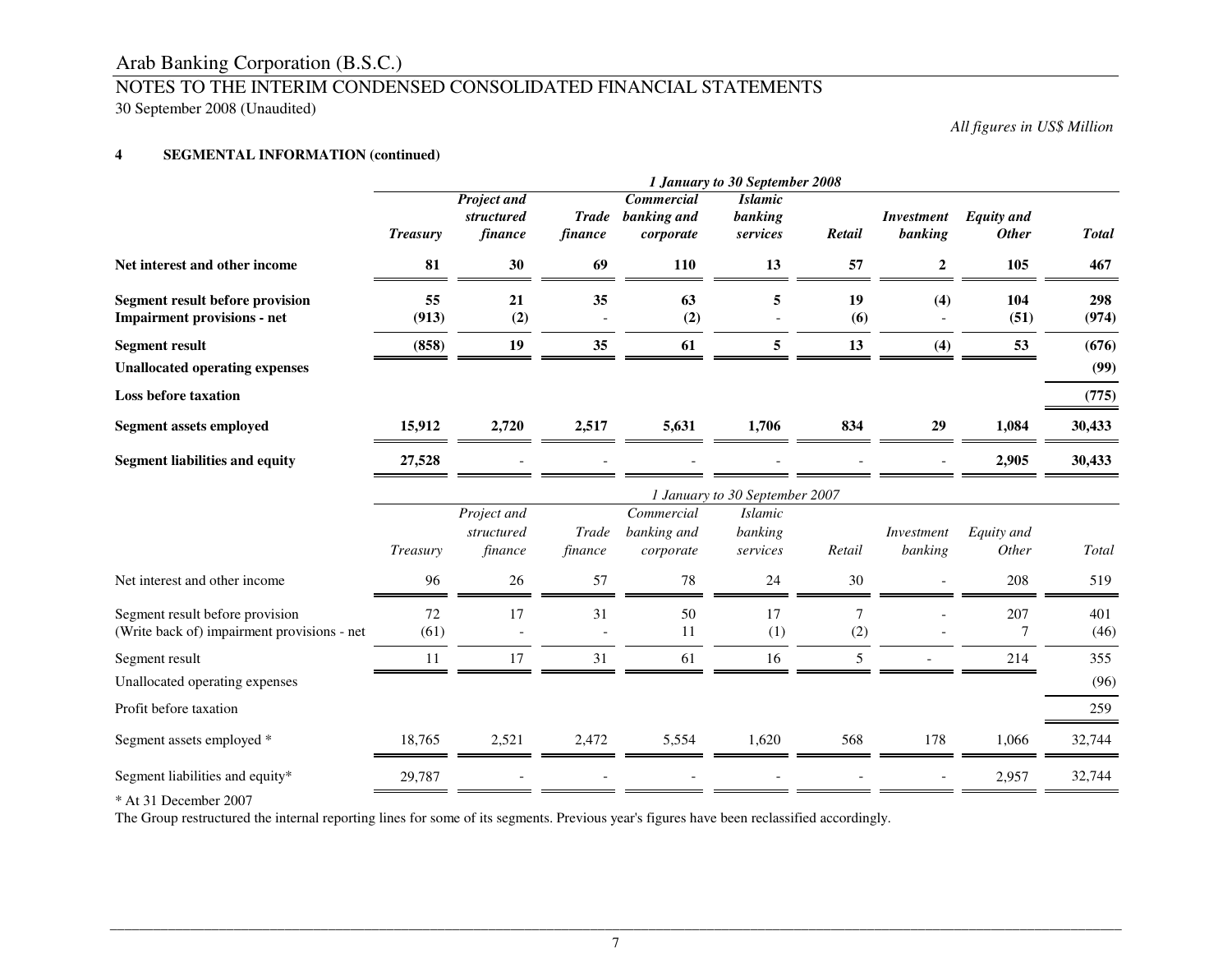Arab Banking Corporation (B.S.C.)

NOTES TO THE INTERIM CONDENSED CONSOLIDATED FINANCIAL STATEMENTS

30 September 2008 (Unaudited)

*All figures in US$ Million*

**4 SEGMENTAL INFORMATION (continued)**

| | ***1 January to 30 September 2008*** | | | | | | | | |
|---|---|---|---|---|---|---|---|---|---|
| | ***Treasury*** | ***Project and structured finance*** | ***Trade finance*** | ***Commercial banking and corporate*** | ***Islamic banking services*** | ***Retail*** | ***Investment banking*** | ***Equity and Other*** | ***Total*** |
| **Net interest and other income** | **81** | **30** | **69** | **110** | **13** | **57** | **2** | **105** | **467** |
| **Segment result before provision** | **55** | **21** | **35** | **63** | **5** | **19** | **(4)** | **104** | **298** |
| **Impairment provisions - net** | **(913)** | **(2)** | - | **(2)** | - | **(6)** | - | **(51)** | **(974)** |
| **Segment result** | **(858)** | **19** | **35** | **61** | **5** | **13** | **(4)** | **53** | **(676)** |
| **Unallocated operating expenses** | | | | | | | | | **(99)** |
| **Loss before taxation** | | | | | | | | | **(775)** |
| **Segment assets employed** | **15,912** | **2,720** | **2,517** | **5,631** | **1,706** | **834** | **29** | **1,084** | **30,433** |
| **Segment liabilities and equity** | **27,528** | - | - | - | - | - | - | **2,905** | **30,433** |

| | *1 January to 30 September 2007* | | | | | | | | |
|---|---|---|---|---|---|---|---|---|---|
| | *Treasury* | *Project and structured finance* | *Trade finance* | *Commercial banking and corporate* | *Islamic banking services* | *Retail* | *Investment banking* | *Equity and Other* | *Total* |
| Net interest and other income | 96 | 26 | 57 | 78 | 24 | 30 | - | 208 | 519 |
| Segment result before provision | 72 | 17 | 31 | 50 | 17 | 7 | - | 207 | 401 |
| (Write back of) impairment provisions - net | (61) | - | - | 11 | (1) | (2) | - | 7 | (46) |
| Segment result | 11 | 17 | 31 | 61 | 16 | 5 | - | 214 | 355 |
| Unallocated operating expenses | | | | | | | | | (96) |
| Profit before taxation | | | | | | | | | 259 |
| Segment assets employed * | 18,765 | 2,521 | 2,472 | 5,554 | 1,620 | 568 | 178 | 1,066 | 32,744 |
| Segment liabilities and equity* | 29,787 | - | - | - | - | - | - | 2,957 | 32,744 |

\* At 31 December 2007

The Group restructured the internal reporting lines for some of its segments. Previous year's figures have been reclassified accordingly.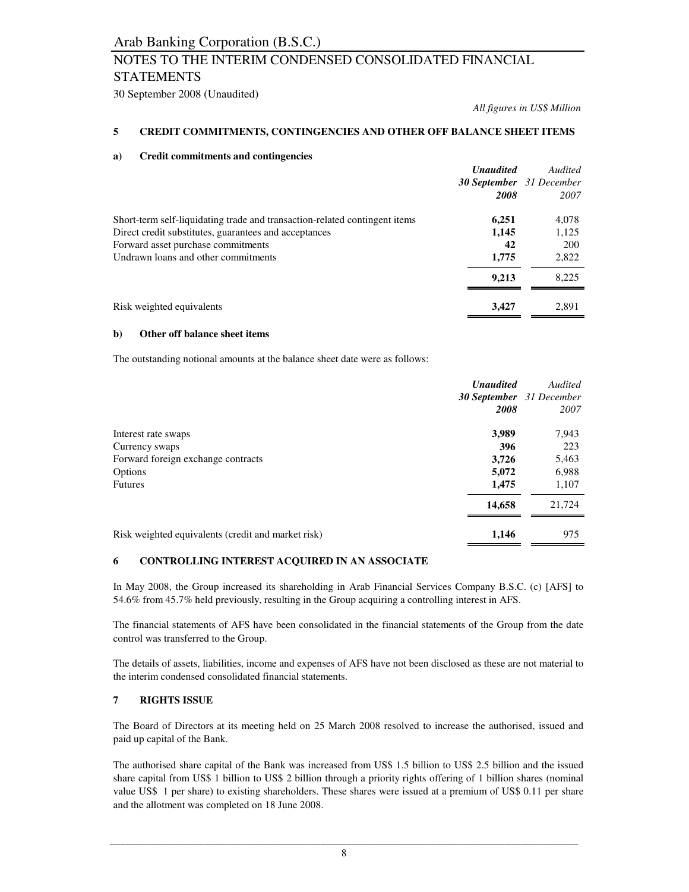# Arab Banking Corporation (B.S.C.)

## NOTES TO THE INTERIM CONDENSED CONSOLIDATED FINANCIAL STATEMENTS

30 September 2008 (Unaudited)

*All figures in US$ Million*

### 5 CREDIT COMMITMENTS, CONTINGENCIES AND OTHER OFF BALANCE SHEET ITEMS

**a) Credit commitments and contingencies**

| | ***Unaudited 30 September 2008*** | *Audited 31 December 2007* |
|---|---|---|
| Short-term self-liquidating trade and transaction-related contingent items | **6,251** | 4,078 |
| Direct credit substitutes, guarantees and acceptances | **1,145** | 1,125 |
| Forward asset purchase commitments | **42** | 200 |
| Undrawn loans and other commitments | **1,775** | 2,822 |
| | **9,213** | 8,225 |
| Risk weighted equivalents | **3,427** | 2,891 |

**b) Other off balance sheet items**

The outstanding notional amounts at the balance sheet date were as follows:

| | ***Unaudited 30 September 2008*** | *Audited 31 December 2007* |
|---|---|---|
| Interest rate swaps | **3,989** | 7,943 |
| Currency swaps | **396** | 223 |
| Forward foreign exchange contracts | **3,726** | 5,463 |
| Options | **5,072** | 6,988 |
| Futures | **1,475** | 1,107 |
| | **14,658** | 21,724 |
| Risk weighted equivalents (credit and market risk) | **1,146** | 975 |

### 6 CONTROLLING INTEREST ACQUIRED IN AN ASSOCIATE

In May 2008, the Group increased its shareholding in Arab Financial Services Company B.S.C. (c) [AFS] to 54.6% from 45.7% held previously, resulting in the Group acquiring a controlling interest in AFS.

The financial statements of AFS have been consolidated in the financial statements of the Group from the date control was transferred to the Group.

The details of assets, liabilities, income and expenses of AFS have not been disclosed as these are not material to the interim condensed consolidated financial statements.

### 7 RIGHTS ISSUE

The Board of Directors at its meeting held on 25 March 2008 resolved to increase the authorised, issued and paid up capital of the Bank.

The authorised share capital of the Bank was increased from US$ 1.5 billion to US$ 2.5 billion and the issued share capital from US$ 1 billion to US$ 2 billion through a priority rights offering of 1 billion shares (nominal value US$ 1 per share) to existing shareholders. These shares were issued at a premium of US$ 0.11 per share and the allotment was completed on 18 June 2008.